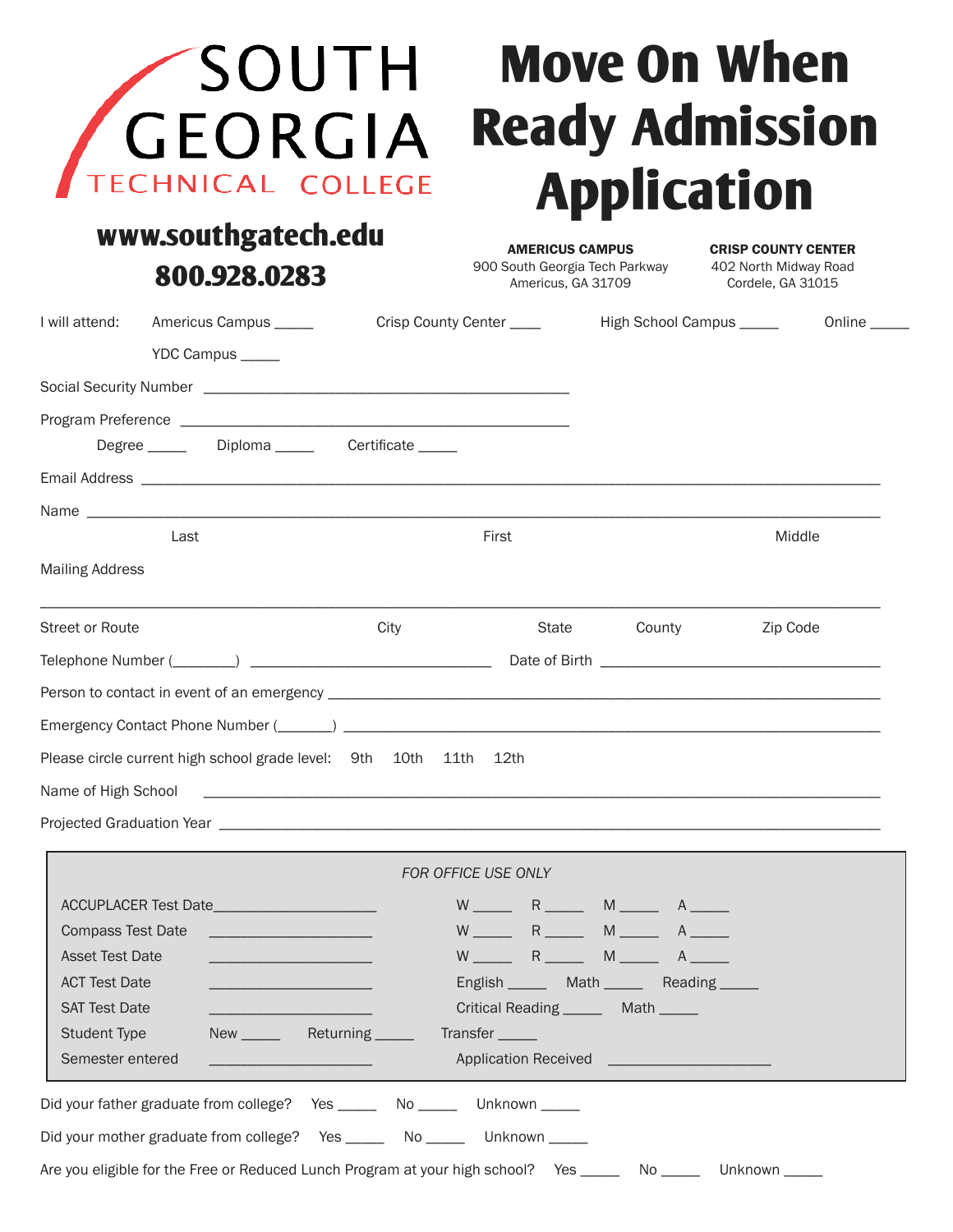SOUTH GEORGIA TECHNICAL COLLEGE

# Move On When Ready Admission Application

**www.southgatech.edu**

**800.928.0283**

**AMERICUS CAMPUS**
900 South Georgia Tech Parkway
Americus, GA 31709

**CRISP COUNTY CENTER**
402 North Midway Road
Cordele, GA 31015

I will attend: Americus Campus _____ Crisp County Center ____ High School Campus _____ Online _____

YDC Campus _____

Social Security Number _____________________________________________

Program Preference _____________________________________________

Degree _____ Diploma _____ Certificate _____

Email Address _____________________________________________________________________________

Name _____________________________________________________________________________

Last First Middle

Mailing Address

_____________________________________________________________________________

Street or Route City State County Zip Code

Telephone Number (________) ______________________________ Date of Birth ___________________________________

Person to contact in event of an emergency _____________________________________________________________________

Emergency Contact Phone Number (_______) ________________________________________________________________

Please circle current high school grade level: 9th 10th 11th 12th

Name of High School _____________________________________________________________________________

Projected Graduation Year _____________________________________________________________________________

*FOR OFFICE USE ONLY*

| | | | | | |
|---|---|---|---|---|---|
| ACCUPLACER Test Date | ____________________ | W _____ | R _____ | M _____ | A _____ |
| Compass Test Date | ____________________ | W _____ | R _____ | M _____ | A _____ |
| Asset Test Date | ____________________ | W _____ | R _____ | M _____ | A _____ |
| ACT Test Date | ____________________ | English _____ | Math _____ | Reading _____ | |
| SAT Test Date | ____________________ | Critical Reading _____ | Math _____ | | |
| Student Type | New _____ Returning _____ | Transfer _____ | | | |
| Semester entered | ____________________ | Application Received ____________________ | | | |

Did your father graduate from college? Yes _____ No _____ Unknown _____

Did your mother graduate from college? Yes _____ No _____ Unknown _____

Are you eligible for the Free or Reduced Lunch Program at your high school? Yes _____ No _____ Unknown _____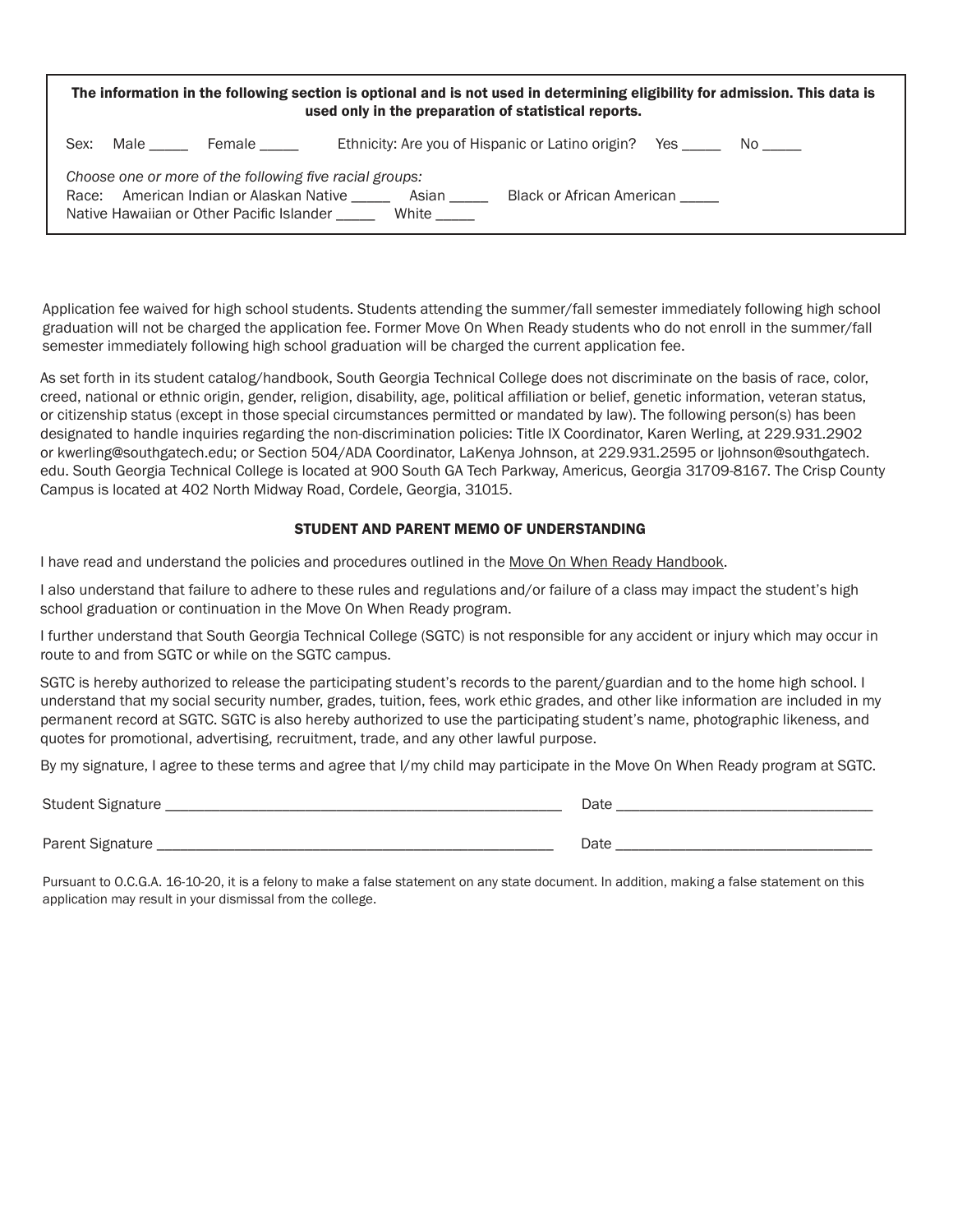**The information in the following section is optional and is not used in determining eligibility for admission. This data is used only in the preparation of statistical reports.**

Sex: Male _____ Female _____ Ethnicity: Are you of Hispanic or Latino origin? Yes _____ No _____

*Choose one or more of the following five racial groups:*
Race: American Indian or Alaskan Native _____ Asian _____ Black or African American _____
Native Hawaiian or Other Pacific Islander _____ White _____

Application fee waived for high school students. Students attending the summer/fall semester immediately following high school graduation will not be charged the application fee. Former Move On When Ready students who do not enroll in the summer/fall semester immediately following high school graduation will be charged the current application fee.

As set forth in its student catalog/handbook, South Georgia Technical College does not discriminate on the basis of race, color, creed, national or ethnic origin, gender, religion, disability, age, political affiliation or belief, genetic information, veteran status, or citizenship status (except in those special circumstances permitted or mandated by law). The following person(s) has been designated to handle inquiries regarding the non-discrimination policies: Title IX Coordinator, Karen Werling, at 229.931.2902 or kwerling@southgatech.edu; or Section 504/ADA Coordinator, LaKenya Johnson, at 229.931.2595 or ljohnson@southgatech.edu. South Georgia Technical College is located at 900 South GA Tech Parkway, Americus, Georgia 31709-8167. The Crisp County Campus is located at 402 North Midway Road, Cordele, Georgia, 31015.

### STUDENT AND PARENT MEMO OF UNDERSTANDING

I have read and understand the policies and procedures outlined in the Move On When Ready Handbook.

I also understand that failure to adhere to these rules and regulations and/or failure of a class may impact the student's high school graduation or continuation in the Move On When Ready program.

I further understand that South Georgia Technical College (SGTC) is not responsible for any accident or injury which may occur in route to and from SGTC or while on the SGTC campus.

SGTC is hereby authorized to release the participating student's records to the parent/guardian and to the home high school. I understand that my social security number, grades, tuition, fees, work ethic grades, and other like information are included in my permanent record at SGTC. SGTC is also hereby authorized to use the participating student's name, photographic likeness, and quotes for promotional, advertising, recruitment, trade, and any other lawful purpose.

By my signature, I agree to these terms and agree that I/my child may participate in the Move On When Ready program at SGTC.

Student Signature ____________________________________________ Date ______________________________

Parent Signature ____________________________________________ Date ______________________________

Pursuant to O.C.G.A. 16-10-20, it is a felony to make a false statement on any state document. In addition, making a false statement on this application may result in your dismissal from the college.